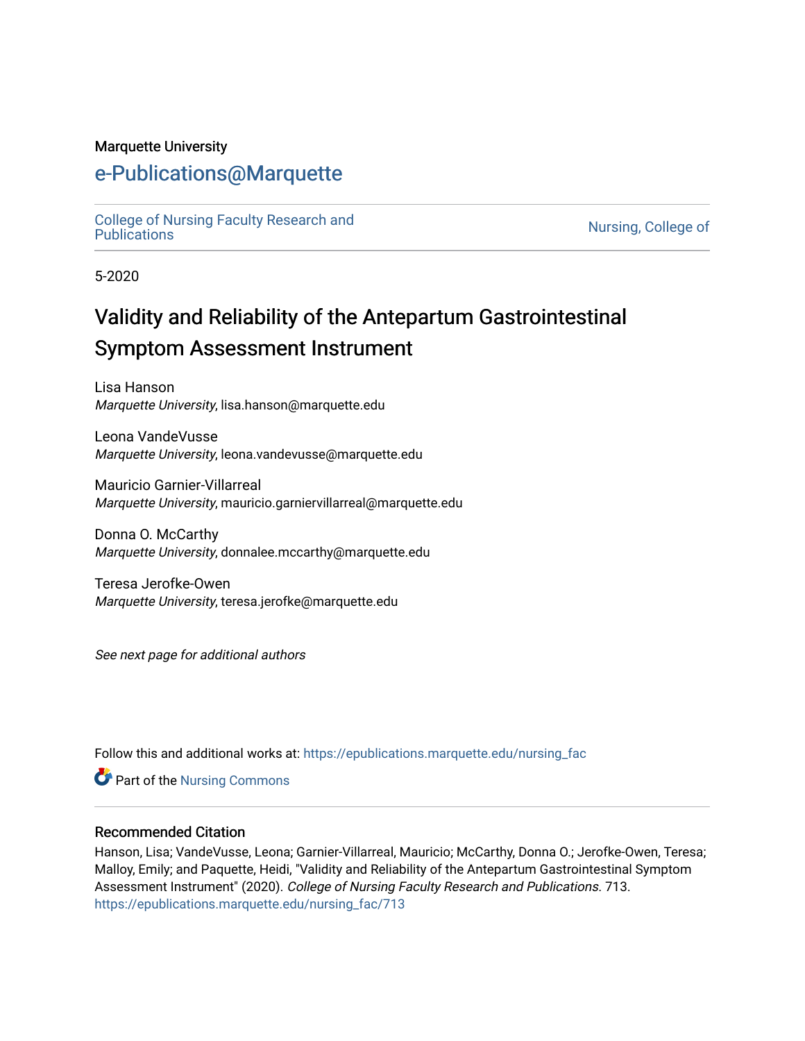Marquette University

# e-Publications@Marquette

College of Nursing Faculty Research and Publications

Nursing, College of

5-2020

# Validity and Reliability of the Antepartum Gastrointestinal Symptom Assessment Instrument

Lisa Hanson
*Marquette University*, lisa.hanson@marquette.edu

Leona VandeVusse
*Marquette University*, leona.vandevusse@marquette.edu

Mauricio Garnier-Villarreal
*Marquette University*, mauricio.garniervillarreal@marquette.edu

Donna O. McCarthy
*Marquette University*, donnalee.mccarthy@marquette.edu

Teresa Jerofke-Owen
*Marquette University*, teresa.jerofke@marquette.edu

*See next page for additional authors*

Follow this and additional works at: https://epublications.marquette.edu/nursing_fac

Part of the Nursing Commons

## Recommended Citation

Hanson, Lisa; VandeVusse, Leona; Garnier-Villarreal, Mauricio; McCarthy, Donna O.; Jerofke-Owen, Teresa; Malloy, Emily; and Paquette, Heidi, "Validity and Reliability of the Antepartum Gastrointestinal Symptom Assessment Instrument" (2020). *College of Nursing Faculty Research and Publications*. 713.
https://epublications.marquette.edu/nursing_fac/713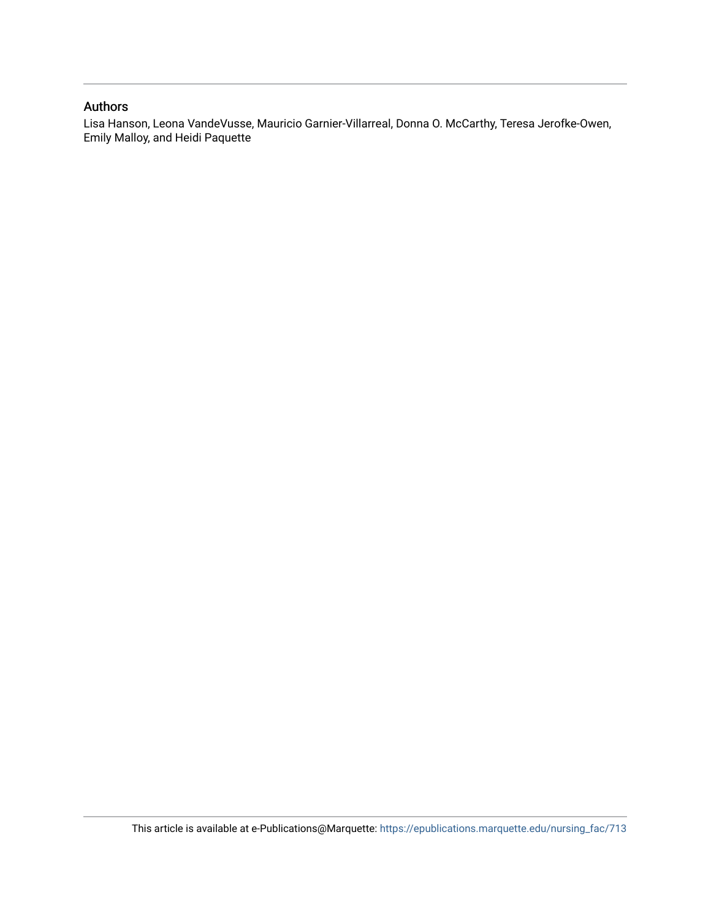## Authors

Lisa Hanson, Leona VandeVusse, Mauricio Garnier-Villarreal, Donna O. McCarthy, Teresa Jerofke-Owen, Emily Malloy, and Heidi Paquette

This article is available at e-Publications@Marquette: https://epublications.marquette.edu/nursing_fac/713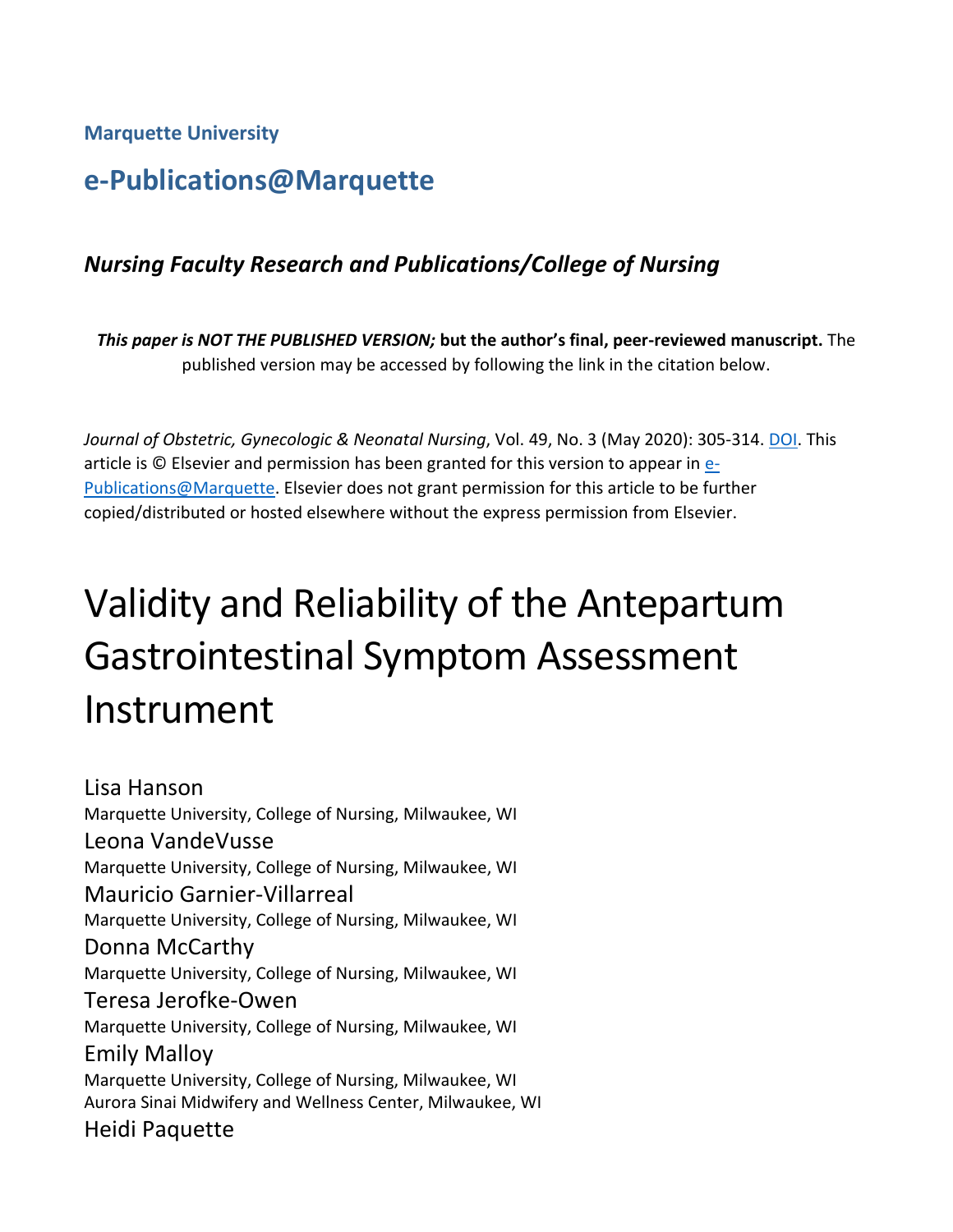**Marquette University**

## e-Publications@Marquette

### *Nursing Faculty Research and Publications/College of Nursing*

***This paper is NOT THE PUBLISHED VERSION;* but the author's final, peer-reviewed manuscript.** The published version may be accessed by following the link in the citation below.

*Journal of Obstetric, Gynecologic & Neonatal Nursing*, Vol. 49, No. 3 (May 2020): 305-314. DOI. This article is © Elsevier and permission has been granted for this version to appear in e-Publications@Marquette. Elsevier does not grant permission for this article to be further copied/distributed or hosted elsewhere without the express permission from Elsevier.

# Validity and Reliability of the Antepartum Gastrointestinal Symptom Assessment Instrument

Lisa Hanson
Marquette University, College of Nursing, Milwaukee, WI

Leona VandeVusse
Marquette University, College of Nursing, Milwaukee, WI

Mauricio Garnier-Villarreal
Marquette University, College of Nursing, Milwaukee, WI

Donna McCarthy
Marquette University, College of Nursing, Milwaukee, WI

Teresa Jerofke-Owen
Marquette University, College of Nursing, Milwaukee, WI

Emily Malloy
Marquette University, College of Nursing, Milwaukee, WI
Aurora Sinai Midwifery and Wellness Center, Milwaukee, WI

Heidi Paquette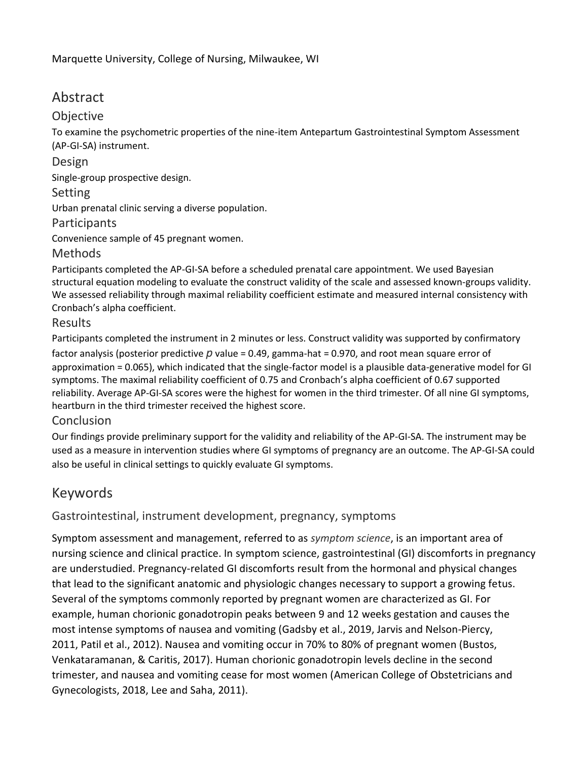Marquette University, College of Nursing, Milwaukee, WI

# Abstract

## Objective

To examine the psychometric properties of the nine-item Antepartum Gastrointestinal Symptom Assessment (AP-GI-SA) instrument.

## Design

Single-group prospective design.

## Setting

Urban prenatal clinic serving a diverse population.

## Participants

Convenience sample of 45 pregnant women.

## Methods

Participants completed the AP-GI-SA before a scheduled prenatal care appointment. We used Bayesian structural equation modeling to evaluate the construct validity of the scale and assessed known-groups validity. We assessed reliability through maximal reliability coefficient estimate and measured internal consistency with Cronbach's alpha coefficient.

## Results

Participants completed the instrument in 2 minutes or less. Construct validity was supported by confirmatory factor analysis (posterior predictive $p$ value = 0.49, gamma-hat = 0.970, and root mean square error of approximation = 0.065), which indicated that the single-factor model is a plausible data-generative model for GI symptoms. The maximal reliability coefficient of 0.75 and Cronbach's alpha coefficient of 0.67 supported reliability. Average AP-GI-SA scores were the highest for women in the third trimester. Of all nine GI symptoms, heartburn in the third trimester received the highest score.

## Conclusion

Our findings provide preliminary support for the validity and reliability of the AP-GI-SA. The instrument may be used as a measure in intervention studies where GI symptoms of pregnancy are an outcome. The AP-GI-SA could also be useful in clinical settings to quickly evaluate GI symptoms.

# Keywords

Gastrointestinal, instrument development, pregnancy, symptoms

Symptom assessment and management, referred to as *symptom science*, is an important area of nursing science and clinical practice. In symptom science, gastrointestinal (GI) discomforts in pregnancy are understudied. Pregnancy-related GI discomforts result from the hormonal and physical changes that lead to the significant anatomic and physiologic changes necessary to support a growing fetus. Several of the symptoms commonly reported by pregnant women are characterized as GI. For example, human chorionic gonadotropin peaks between 9 and 12 weeks gestation and causes the most intense symptoms of nausea and vomiting (Gadsby et al., 2019, Jarvis and Nelson-Piercy, 2011, Patil et al., 2012). Nausea and vomiting occur in 70% to 80% of pregnant women (Bustos, Venkataramanan, & Caritis, 2017). Human chorionic gonadotropin levels decline in the second trimester, and nausea and vomiting cease for most women (American College of Obstetricians and Gynecologists, 2018, Lee and Saha, 2011).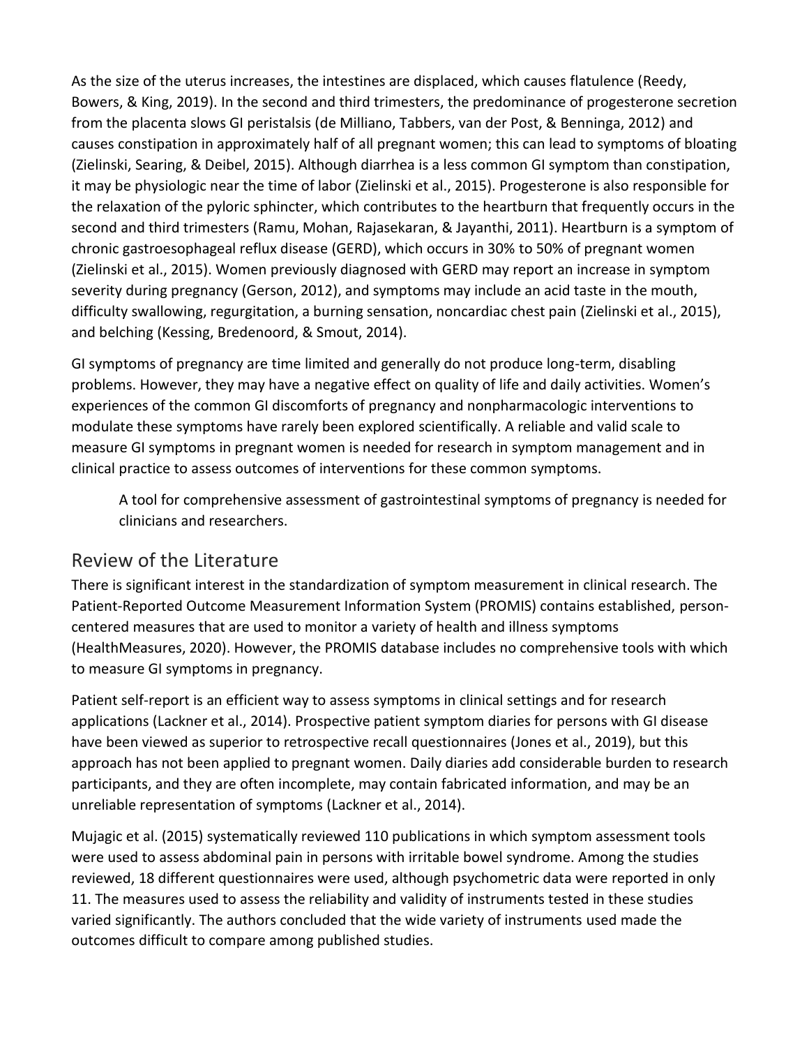As the size of the uterus increases, the intestines are displaced, which causes flatulence (Reedy, Bowers, & King, 2019). In the second and third trimesters, the predominance of progesterone secretion from the placenta slows GI peristalsis (de Milliano, Tabbers, van der Post, & Benninga, 2012) and causes constipation in approximately half of all pregnant women; this can lead to symptoms of bloating (Zielinski, Searing, & Deibel, 2015). Although diarrhea is a less common GI symptom than constipation, it may be physiologic near the time of labor (Zielinski et al., 2015). Progesterone is also responsible for the relaxation of the pyloric sphincter, which contributes to the heartburn that frequently occurs in the second and third trimesters (Ramu, Mohan, Rajasekaran, & Jayanthi, 2011). Heartburn is a symptom of chronic gastroesophageal reflux disease (GERD), which occurs in 30% to 50% of pregnant women (Zielinski et al., 2015). Women previously diagnosed with GERD may report an increase in symptom severity during pregnancy (Gerson, 2012), and symptoms may include an acid taste in the mouth, difficulty swallowing, regurgitation, a burning sensation, noncardiac chest pain (Zielinski et al., 2015), and belching (Kessing, Bredenoord, & Smout, 2014).

GI symptoms of pregnancy are time limited and generally do not produce long-term, disabling problems. However, they may have a negative effect on quality of life and daily activities. Women's experiences of the common GI discomforts of pregnancy and nonpharmacologic interventions to modulate these symptoms have rarely been explored scientifically. A reliable and valid scale to measure GI symptoms in pregnant women is needed for research in symptom management and in clinical practice to assess outcomes of interventions for these common symptoms.

> A tool for comprehensive assessment of gastrointestinal symptoms of pregnancy is needed for clinicians and researchers.

## Review of the Literature

There is significant interest in the standardization of symptom measurement in clinical research. The Patient-Reported Outcome Measurement Information System (PROMIS) contains established, person-centered measures that are used to monitor a variety of health and illness symptoms (HealthMeasures, 2020). However, the PROMIS database includes no comprehensive tools with which to measure GI symptoms in pregnancy.

Patient self-report is an efficient way to assess symptoms in clinical settings and for research applications (Lackner et al., 2014). Prospective patient symptom diaries for persons with GI disease have been viewed as superior to retrospective recall questionnaires (Jones et al., 2019), but this approach has not been applied to pregnant women. Daily diaries add considerable burden to research participants, and they are often incomplete, may contain fabricated information, and may be an unreliable representation of symptoms (Lackner et al., 2014).

Mujagic et al. (2015) systematically reviewed 110 publications in which symptom assessment tools were used to assess abdominal pain in persons with irritable bowel syndrome. Among the studies reviewed, 18 different questionnaires were used, although psychometric data were reported in only 11. The measures used to assess the reliability and validity of instruments tested in these studies varied significantly. The authors concluded that the wide variety of instruments used made the outcomes difficult to compare among published studies.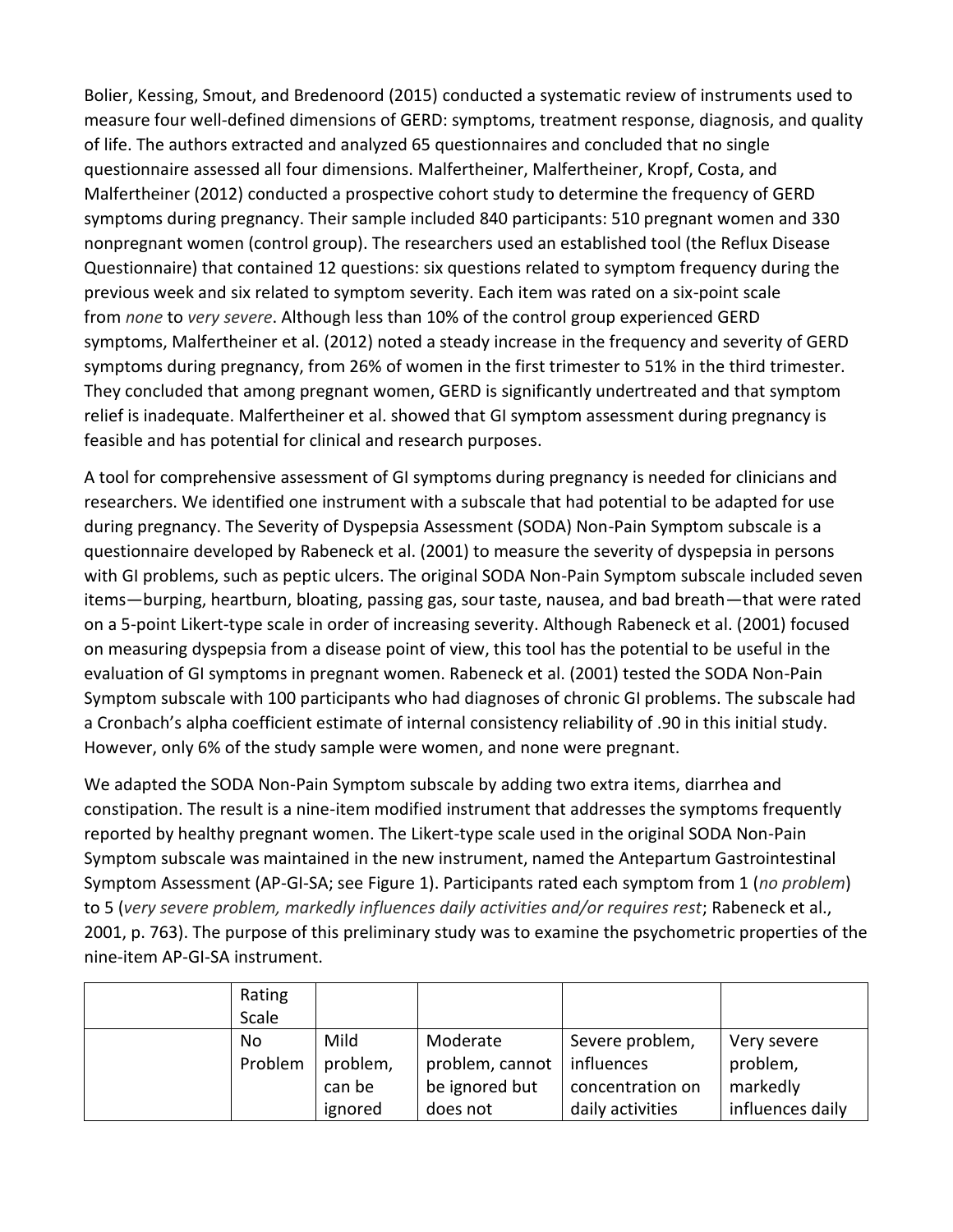Bolier, Kessing, Smout, and Bredenoord (2015) conducted a systematic review of instruments used to measure four well-defined dimensions of GERD: symptoms, treatment response, diagnosis, and quality of life. The authors extracted and analyzed 65 questionnaires and concluded that no single questionnaire assessed all four dimensions. Malfertheiner, Malfertheiner, Kropf, Costa, and Malfertheiner (2012) conducted a prospective cohort study to determine the frequency of GERD symptoms during pregnancy. Their sample included 840 participants: 510 pregnant women and 330 nonpregnant women (control group). The researchers used an established tool (the Reflux Disease Questionnaire) that contained 12 questions: six questions related to symptom frequency during the previous week and six related to symptom severity. Each item was rated on a six-point scale from *none* to *very severe*. Although less than 10% of the control group experienced GERD symptoms, Malfertheiner et al. (2012) noted a steady increase in the frequency and severity of GERD symptoms during pregnancy, from 26% of women in the first trimester to 51% in the third trimester. They concluded that among pregnant women, GERD is significantly undertreated and that symptom relief is inadequate. Malfertheiner et al. showed that GI symptom assessment during pregnancy is feasible and has potential for clinical and research purposes.

A tool for comprehensive assessment of GI symptoms during pregnancy is needed for clinicians and researchers. We identified one instrument with a subscale that had potential to be adapted for use during pregnancy. The Severity of Dyspepsia Assessment (SODA) Non-Pain Symptom subscale is a questionnaire developed by Rabeneck et al. (2001) to measure the severity of dyspepsia in persons with GI problems, such as peptic ulcers. The original SODA Non-Pain Symptom subscale included seven items—burping, heartburn, bloating, passing gas, sour taste, nausea, and bad breath—that were rated on a 5-point Likert-type scale in order of increasing severity. Although Rabeneck et al. (2001) focused on measuring dyspepsia from a disease point of view, this tool has the potential to be useful in the evaluation of GI symptoms in pregnant women. Rabeneck et al. (2001) tested the SODA Non-Pain Symptom subscale with 100 participants who had diagnoses of chronic GI problems. The subscale had a Cronbach's alpha coefficient estimate of internal consistency reliability of .90 in this initial study. However, only 6% of the study sample were women, and none were pregnant.

We adapted the SODA Non-Pain Symptom subscale by adding two extra items, diarrhea and constipation. The result is a nine-item modified instrument that addresses the symptoms frequently reported by healthy pregnant women. The Likert-type scale used in the original SODA Non-Pain Symptom subscale was maintained in the new instrument, named the Antepartum Gastrointestinal Symptom Assessment (AP-GI-SA; see Figure 1). Participants rated each symptom from 1 (*no problem*) to 5 (*very severe problem, markedly influences daily activities and/or requires rest*; Rabeneck et al., 2001, p. 763). The purpose of this preliminary study was to examine the psychometric properties of the nine-item AP-GI-SA instrument.

| | Rating Scale | | | | |
|---|---|---|---|---|---|
| | No Problem | Mild problem, can be ignored | Moderate problem, cannot be ignored but does not | Severe problem, influences concentration on daily activities | Very severe problem, markedly influences daily |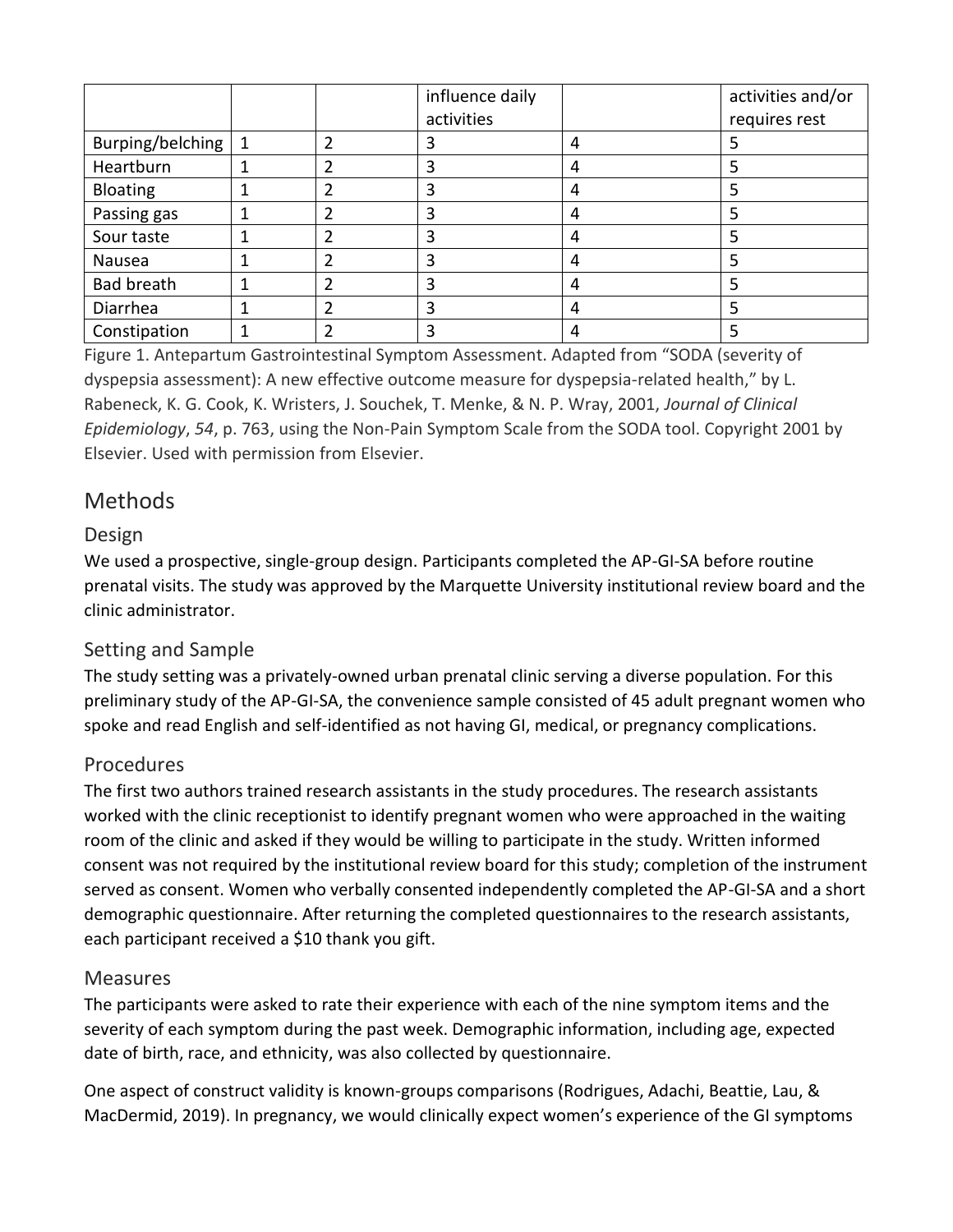| | | | influence daily activities | | activities and/or requires rest |
|---|---|---|---|---|---|
| Burping/belching | 1 | 2 | 3 | 4 | 5 |
| Heartburn | 1 | 2 | 3 | 4 | 5 |
| Bloating | 1 | 2 | 3 | 4 | 5 |
| Passing gas | 1 | 2 | 3 | 4 | 5 |
| Sour taste | 1 | 2 | 3 | 4 | 5 |
| Nausea | 1 | 2 | 3 | 4 | 5 |
| Bad breath | 1 | 2 | 3 | 4 | 5 |
| Diarrhea | 1 | 2 | 3 | 4 | 5 |
| Constipation | 1 | 2 | 3 | 4 | 5 |

Figure 1. Antepartum Gastrointestinal Symptom Assessment. Adapted from "SODA (severity of dyspepsia assessment): A new effective outcome measure for dyspepsia-related health," by L. Rabeneck, K. G. Cook, K. Wristers, J. Souchek, T. Menke, & N. P. Wray, 2001, *Journal of Clinical Epidemiology*, *54*, p. 763, using the Non-Pain Symptom Scale from the SODA tool. Copyright 2001 by Elsevier. Used with permission from Elsevier.

## Methods

### Design

We used a prospective, single-group design. Participants completed the AP-GI-SA before routine prenatal visits. The study was approved by the Marquette University institutional review board and the clinic administrator.

### Setting and Sample

The study setting was a privately-owned urban prenatal clinic serving a diverse population. For this preliminary study of the AP-GI-SA, the convenience sample consisted of 45 adult pregnant women who spoke and read English and self-identified as not having GI, medical, or pregnancy complications.

### Procedures

The first two authors trained research assistants in the study procedures. The research assistants worked with the clinic receptionist to identify pregnant women who were approached in the waiting room of the clinic and asked if they would be willing to participate in the study. Written informed consent was not required by the institutional review board for this study; completion of the instrument served as consent. Women who verbally consented independently completed the AP-GI-SA and a short demographic questionnaire. After returning the completed questionnaires to the research assistants, each participant received a $10 thank you gift.

### Measures

The participants were asked to rate their experience with each of the nine symptom items and the severity of each symptom during the past week. Demographic information, including age, expected date of birth, race, and ethnicity, was also collected by questionnaire.

One aspect of construct validity is known-groups comparisons (Rodrigues, Adachi, Beattie, Lau, & MacDermid, 2019). In pregnancy, we would clinically expect women's experience of the GI symptoms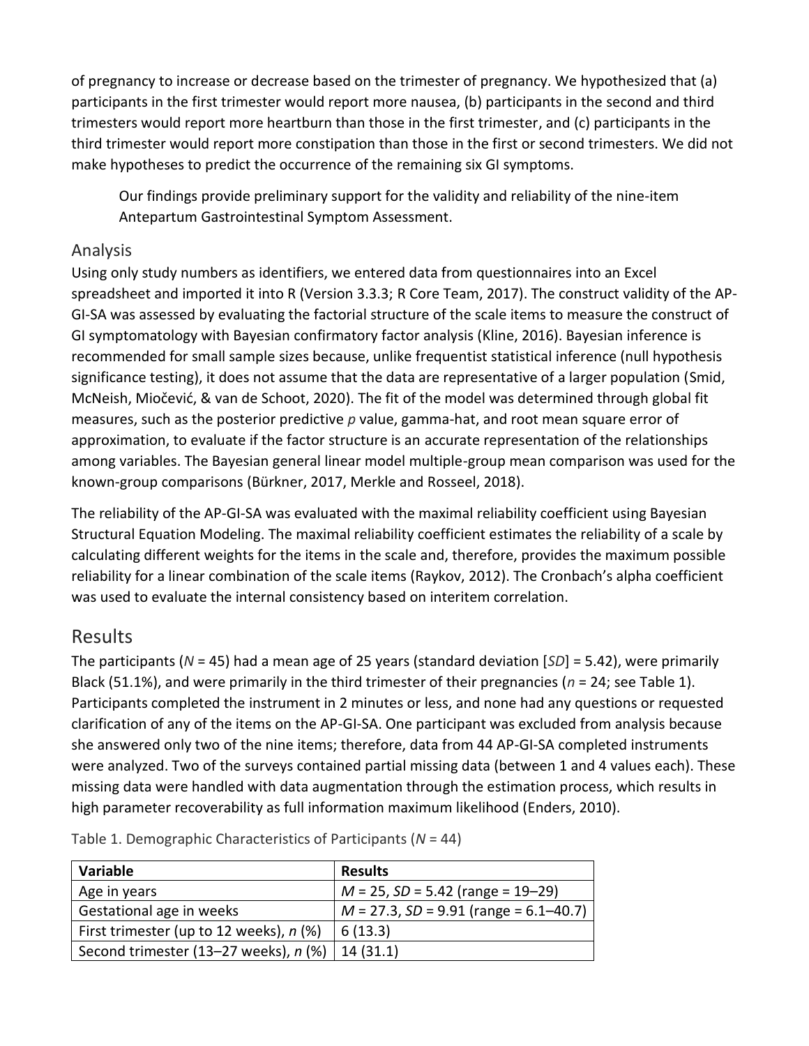of pregnancy to increase or decrease based on the trimester of pregnancy. We hypothesized that (a) participants in the first trimester would report more nausea, (b) participants in the second and third trimesters would report more heartburn than those in the first trimester, and (c) participants in the third trimester would report more constipation than those in the first or second trimesters. We did not make hypotheses to predict the occurrence of the remaining six GI symptoms.

> Our findings provide preliminary support for the validity and reliability of the nine-item Antepartum Gastrointestinal Symptom Assessment.

## Analysis

Using only study numbers as identifiers, we entered data from questionnaires into an Excel spreadsheet and imported it into R (Version 3.3.3; R Core Team, 2017). The construct validity of the AP-GI-SA was assessed by evaluating the factorial structure of the scale items to measure the construct of GI symptomatology with Bayesian confirmatory factor analysis (Kline, 2016). Bayesian inference is recommended for small sample sizes because, unlike frequentist statistical inference (null hypothesis significance testing), it does not assume that the data are representative of a larger population (Smid, McNeish, Miočević, & van de Schoot, 2020). The fit of the model was determined through global fit measures, such as the posterior predictive $p$ value, gamma-hat, and root mean square error of approximation, to evaluate if the factor structure is an accurate representation of the relationships among variables. The Bayesian general linear model multiple-group mean comparison was used for the known-group comparisons (Bürkner, 2017, Merkle and Rosseel, 2018).

The reliability of the AP-GI-SA was evaluated with the maximal reliability coefficient using Bayesian Structural Equation Modeling. The maximal reliability coefficient estimates the reliability of a scale by calculating different weights for the items in the scale and, therefore, provides the maximum possible reliability for a linear combination of the scale items (Raykov, 2012). The Cronbach's alpha coefficient was used to evaluate the internal consistency based on interitem correlation.

# Results

The participants ($N$ = 45) had a mean age of 25 years (standard deviation [$SD$] = 5.42), were primarily Black (51.1%), and were primarily in the third trimester of their pregnancies ($n$ = 24; see Table 1). Participants completed the instrument in 2 minutes or less, and none had any questions or requested clarification of any of the items on the AP-GI-SA. One participant was excluded from analysis because she answered only two of the nine items; therefore, data from 44 AP-GI-SA completed instruments were analyzed. Two of the surveys contained partial missing data (between 1 and 4 values each). These missing data were handled with data augmentation through the estimation process, which results in high parameter recoverability as full information maximum likelihood (Enders, 2010).

Table 1. Demographic Characteristics of Participants ($N$ = 44)

| Variable | Results |
|---|---|
| Age in years | $M$ = 25, $SD$ = 5.42 (range = 19–29) |
| Gestational age in weeks | $M$ = 27.3, $SD$ = 9.91 (range = 6.1–40.7) |
| First trimester (up to 12 weeks), $n$ (%) | 6 (13.3) |
| Second trimester (13–27 weeks), $n$ (%) | 14 (31.1) |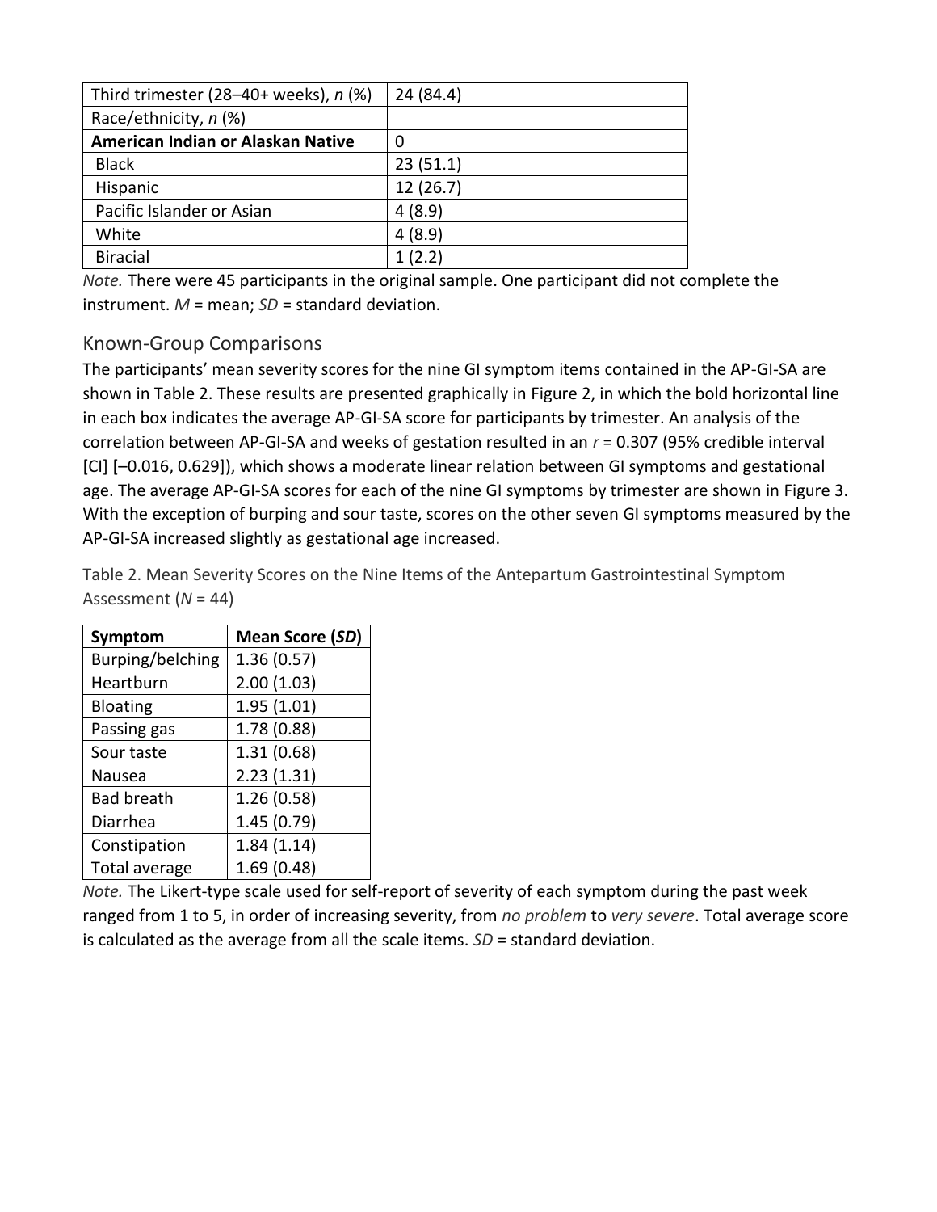| | |
|---|---|
| Third trimester (28–40+ weeks), *n* (%) | 24 (84.4) |
| Race/ethnicity, *n* (%) | |
| **American Indian or Alaskan Native** | 0 |
| Black | 23 (51.1) |
| Hispanic | 12 (26.7) |
| Pacific Islander or Asian | 4 (8.9) |
| White | 4 (8.9) |
| Biracial | 1 (2.2) |

*Note.* There were 45 participants in the original sample. One participant did not complete the instrument. *M* = mean; *SD* = standard deviation.

## Known-Group Comparisons

The participants' mean severity scores for the nine GI symptom items contained in the AP-GI-SA are shown in Table 2. These results are presented graphically in Figure 2, in which the bold horizontal line in each box indicates the average AP-GI-SA score for participants by trimester. An analysis of the correlation between AP-GI-SA and weeks of gestation resulted in an $r = 0.307$ (95% credible interval [CI] [–0.016, 0.629]), which shows a moderate linear relation between GI symptoms and gestational age. The average AP-GI-SA scores for each of the nine GI symptoms by trimester are shown in Figure 3. With the exception of burping and sour taste, scores on the other seven GI symptoms measured by the AP-GI-SA increased slightly as gestational age increased.

Table 2. Mean Severity Scores on the Nine Items of the Antepartum Gastrointestinal Symptom Assessment (*N* = 44)

| **Symptom** | **Mean Score (*SD*)** |
|---|---|
| Burping/belching | 1.36 (0.57) |
| Heartburn | 2.00 (1.03) |
| Bloating | 1.95 (1.01) |
| Passing gas | 1.78 (0.88) |
| Sour taste | 1.31 (0.68) |
| Nausea | 2.23 (1.31) |
| Bad breath | 1.26 (0.58) |
| Diarrhea | 1.45 (0.79) |
| Constipation | 1.84 (1.14) |
| Total average | 1.69 (0.48) |

*Note.* The Likert-type scale used for self-report of severity of each symptom during the past week ranged from 1 to 5, in order of increasing severity, from *no problem* to *very severe*. Total average score is calculated as the average from all the scale items. *SD* = standard deviation.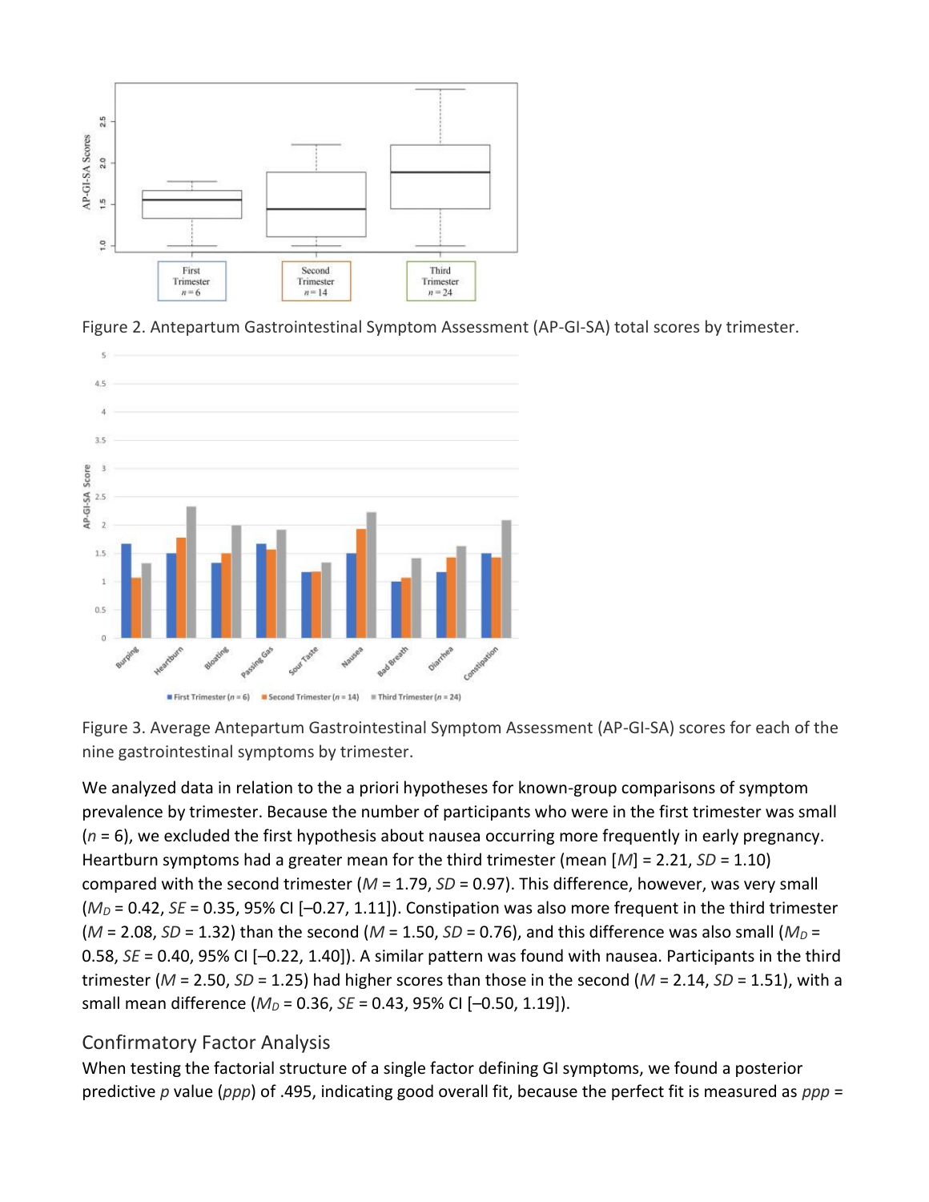AP-GI-SA Scores

2.5

2.0

1.5

1.0

First Trimester $n = 6$

Second Trimester $n = 14$

Third Trimester $n = 24$

Figure 2. Antepartum Gastrointestinal Symptom Assessment (AP-GI-SA) total scores by trimester.

AP-GI-SA Score

5

4.5

4

3.5

3

2.5

2

1.5

1

0.5

0

Burping

Heartburn

Bloating

Passing Gas

Sour Taste

Nausea

Bad Breath

Diarrhea

Constipation

First Trimester ($n = 6$)

Second Trimester ($n = 14$)

Third Trimester ($n = 24$)

Figure 3. Average Antepartum Gastrointestinal Symptom Assessment (AP-GI-SA) scores for each of the nine gastrointestinal symptoms by trimester.

We analyzed data in relation to the a priori hypotheses for known-group comparisons of symptom prevalence by trimester. Because the number of participants who were in the first trimester was small ($n = 6$), we excluded the first hypothesis about nausea occurring more frequently in early pregnancy. Heartburn symptoms had a greater mean for the third trimester (mean [$M$] = 2.21, $SD$ = 1.10) compared with the second trimester ($M$ = 1.79, $SD$ = 0.97). This difference, however, was very small ($M_D$ = 0.42, $SE$ = 0.35, 95% CI [–0.27, 1.11]). Constipation was also more frequent in the third trimester ($M$ = 2.08, $SD$ = 1.32) than the second ($M$ = 1.50, $SD$ = 0.76), and this difference was also small ($M_D$ = 0.58, $SE$ = 0.40, 95% CI [–0.22, 1.40]). A similar pattern was found with nausea. Participants in the third trimester ($M$ = 2.50, $SD$ = 1.25) had higher scores than those in the second ($M$ = 2.14, $SD$ = 1.51), with a small mean difference ($M_D$ = 0.36, $SE$ = 0.43, 95% CI [–0.50, 1.19]).

## Confirmatory Factor Analysis

When testing the factorial structure of a single factor defining GI symptoms, we found a posterior predictive $p$ value ($ppp$) of .495, indicating good overall fit, because the perfect fit is measured as $ppp$ =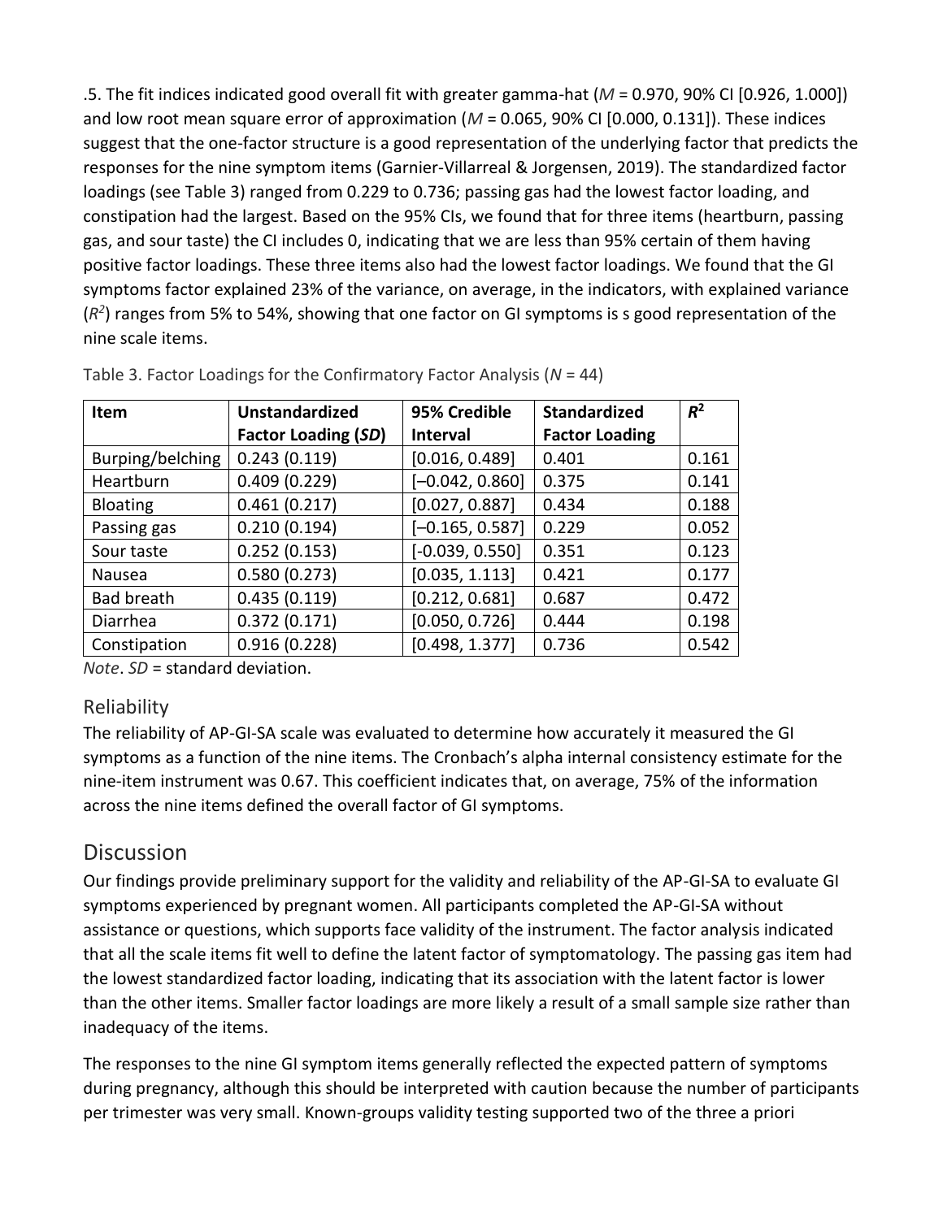.5. The fit indices indicated good overall fit with greater gamma-hat (*M* = 0.970, 90% CI [0.926, 1.000]) and low root mean square error of approximation (*M* = 0.065, 90% CI [0.000, 0.131]). These indices suggest that the one-factor structure is a good representation of the underlying factor that predicts the responses for the nine symptom items (Garnier-Villarreal & Jorgensen, 2019). The standardized factor loadings (see Table 3) ranged from 0.229 to 0.736; passing gas had the lowest factor loading, and constipation had the largest. Based on the 95% CIs, we found that for three items (heartburn, passing gas, and sour taste) the CI includes 0, indicating that we are less than 95% certain of them having positive factor loadings. These three items also had the lowest factor loadings. We found that the GI symptoms factor explained 23% of the variance, on average, in the indicators, with explained variance ($R^2$) ranges from 5% to 54%, showing that one factor on GI symptoms is s good representation of the nine scale items.

Table 3. Factor Loadings for the Confirmatory Factor Analysis (*N* = 44)

| **Item** | **Unstandardized Factor Loading (*SD*)** | **95% Credible Interval** | **Standardized Factor Loading** | $R^2$ |
|---|---|---|---|---|
| Burping/belching | 0.243 (0.119) | [0.016, 0.489] | 0.401 | 0.161 |
| Heartburn | 0.409 (0.229) | [–0.042, 0.860] | 0.375 | 0.141 |
| Bloating | 0.461 (0.217) | [0.027, 0.887] | 0.434 | 0.188 |
| Passing gas | 0.210 (0.194) | [–0.165, 0.587] | 0.229 | 0.052 |
| Sour taste | 0.252 (0.153) | [-0.039, 0.550] | 0.351 | 0.123 |
| Nausea | 0.580 (0.273) | [0.035, 1.113] | 0.421 | 0.177 |
| Bad breath | 0.435 (0.119) | [0.212, 0.681] | 0.687 | 0.472 |
| Diarrhea | 0.372 (0.171) | [0.050, 0.726] | 0.444 | 0.198 |
| Constipation | 0.916 (0.228) | [0.498, 1.377] | 0.736 | 0.542 |

*Note*. *SD* = standard deviation.

### Reliability

The reliability of AP-GI-SA scale was evaluated to determine how accurately it measured the GI symptoms as a function of the nine items. The Cronbach's alpha internal consistency estimate for the nine-item instrument was 0.67. This coefficient indicates that, on average, 75% of the information across the nine items defined the overall factor of GI symptoms.

## Discussion

Our findings provide preliminary support for the validity and reliability of the AP-GI-SA to evaluate GI symptoms experienced by pregnant women. All participants completed the AP-GI-SA without assistance or questions, which supports face validity of the instrument. The factor analysis indicated that all the scale items fit well to define the latent factor of symptomatology. The passing gas item had the lowest standardized factor loading, indicating that its association with the latent factor is lower than the other items. Smaller factor loadings are more likely a result of a small sample size rather than inadequacy of the items.

The responses to the nine GI symptom items generally reflected the expected pattern of symptoms during pregnancy, although this should be interpreted with caution because the number of participants per trimester was very small. Known-groups validity testing supported two of the three a priori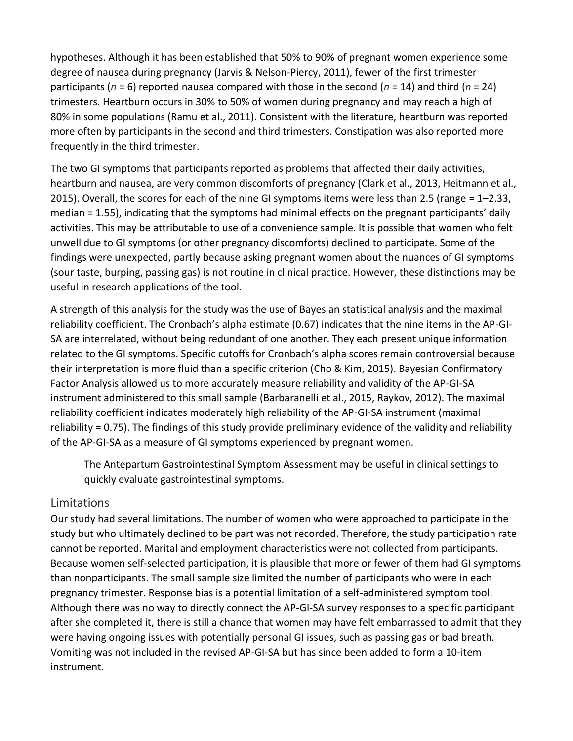hypotheses. Although it has been established that 50% to 90% of pregnant women experience some degree of nausea during pregnancy (Jarvis & Nelson-Piercy, 2011), fewer of the first trimester participants ($n$ = 6) reported nausea compared with those in the second ($n$ = 14) and third ($n$ = 24) trimesters. Heartburn occurs in 30% to 50% of women during pregnancy and may reach a high of 80% in some populations (Ramu et al., 2011). Consistent with the literature, heartburn was reported more often by participants in the second and third trimesters. Constipation was also reported more frequently in the third trimester.

The two GI symptoms that participants reported as problems that affected their daily activities, heartburn and nausea, are very common discomforts of pregnancy (Clark et al., 2013, Heitmann et al., 2015). Overall, the scores for each of the nine GI symptoms items were less than 2.5 (range = 1–2.33, median = 1.55), indicating that the symptoms had minimal effects on the pregnant participants' daily activities. This may be attributable to use of a convenience sample. It is possible that women who felt unwell due to GI symptoms (or other pregnancy discomforts) declined to participate. Some of the findings were unexpected, partly because asking pregnant women about the nuances of GI symptoms (sour taste, burping, passing gas) is not routine in clinical practice. However, these distinctions may be useful in research applications of the tool.

A strength of this analysis for the study was the use of Bayesian statistical analysis and the maximal reliability coefficient. The Cronbach's alpha estimate (0.67) indicates that the nine items in the AP-GI-SA are interrelated, without being redundant of one another. They each present unique information related to the GI symptoms. Specific cutoffs for Cronbach's alpha scores remain controversial because their interpretation is more fluid than a specific criterion (Cho & Kim, 2015). Bayesian Confirmatory Factor Analysis allowed us to more accurately measure reliability and validity of the AP-GI-SA instrument administered to this small sample (Barbaranelli et al., 2015, Raykov, 2012). The maximal reliability coefficient indicates moderately high reliability of the AP-GI-SA instrument (maximal reliability = 0.75). The findings of this study provide preliminary evidence of the validity and reliability of the AP-GI-SA as a measure of GI symptoms experienced by pregnant women.

> The Antepartum Gastrointestinal Symptom Assessment may be useful in clinical settings to quickly evaluate gastrointestinal symptoms.

## Limitations

Our study had several limitations. The number of women who were approached to participate in the study but who ultimately declined to be part was not recorded. Therefore, the study participation rate cannot be reported. Marital and employment characteristics were not collected from participants. Because women self-selected participation, it is plausible that more or fewer of them had GI symptoms than nonparticipants. The small sample size limited the number of participants who were in each pregnancy trimester. Response bias is a potential limitation of a self-administered symptom tool. Although there was no way to directly connect the AP-GI-SA survey responses to a specific participant after she completed it, there is still a chance that women may have felt embarrassed to admit that they were having ongoing issues with potentially personal GI issues, such as passing gas or bad breath. Vomiting was not included in the revised AP-GI-SA but has since been added to form a 10-item instrument.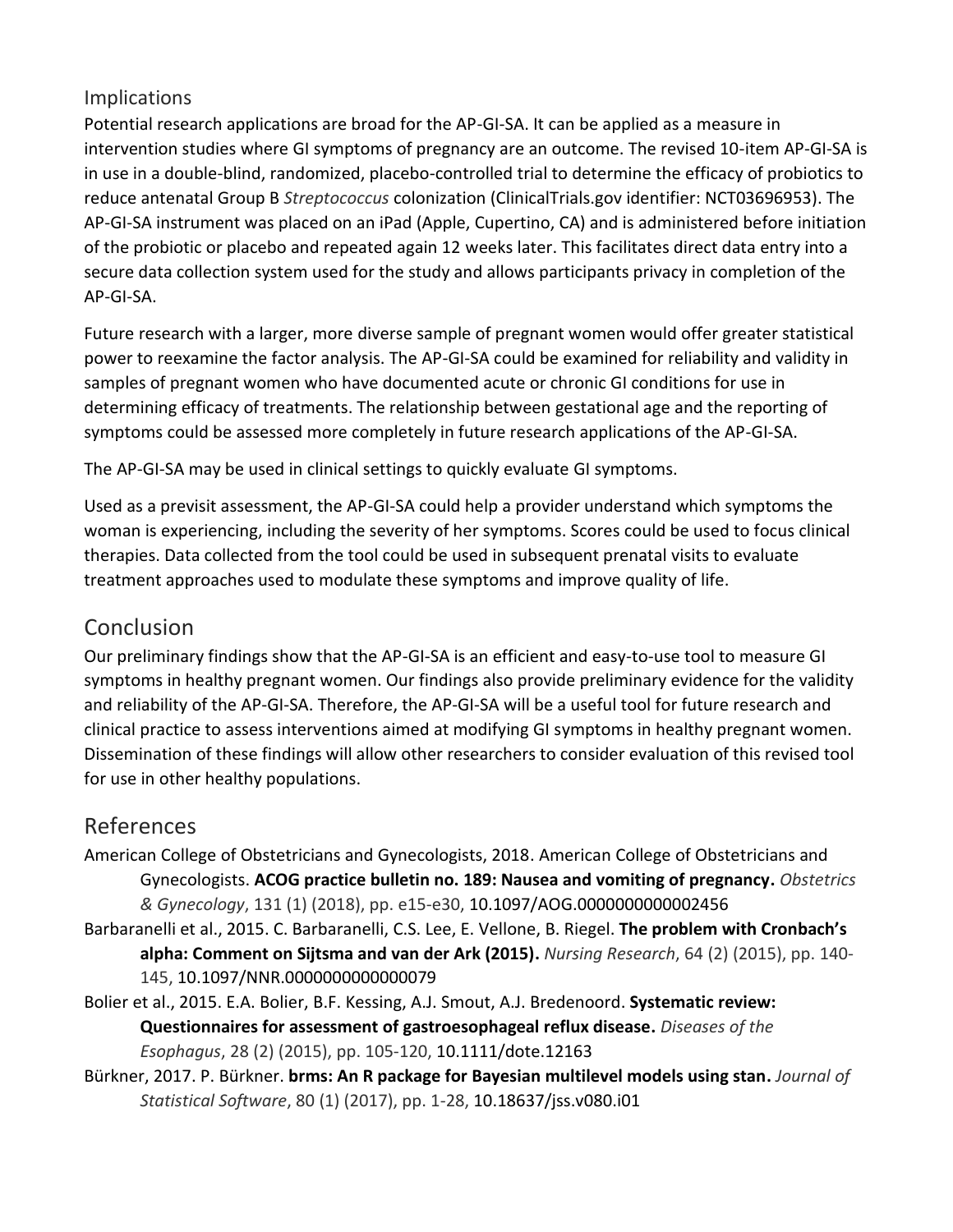## Implications

Potential research applications are broad for the AP-GI-SA. It can be applied as a measure in intervention studies where GI symptoms of pregnancy are an outcome. The revised 10-item AP-GI-SA is in use in a double-blind, randomized, placebo-controlled trial to determine the efficacy of probiotics to reduce antenatal Group B *Streptococcus* colonization (ClinicalTrials.gov identifier: NCT03696953). The AP-GI-SA instrument was placed on an iPad (Apple, Cupertino, CA) and is administered before initiation of the probiotic or placebo and repeated again 12 weeks later. This facilitates direct data entry into a secure data collection system used for the study and allows participants privacy in completion of the AP-GI-SA.

Future research with a larger, more diverse sample of pregnant women would offer greater statistical power to reexamine the factor analysis. The AP-GI-SA could be examined for reliability and validity in samples of pregnant women who have documented acute or chronic GI conditions for use in determining efficacy of treatments. The relationship between gestational age and the reporting of symptoms could be assessed more completely in future research applications of the AP-GI-SA.

The AP-GI-SA may be used in clinical settings to quickly evaluate GI symptoms.

Used as a previsit assessment, the AP-GI-SA could help a provider understand which symptoms the woman is experiencing, including the severity of her symptoms. Scores could be used to focus clinical therapies. Data collected from the tool could be used in subsequent prenatal visits to evaluate treatment approaches used to modulate these symptoms and improve quality of life.

# Conclusion

Our preliminary findings show that the AP-GI-SA is an efficient and easy-to-use tool to measure GI symptoms in healthy pregnant women. Our findings also provide preliminary evidence for the validity and reliability of the AP-GI-SA. Therefore, the AP-GI-SA will be a useful tool for future research and clinical practice to assess interventions aimed at modifying GI symptoms in healthy pregnant women. Dissemination of these findings will allow other researchers to consider evaluation of this revised tool for use in other healthy populations.

# References

American College of Obstetricians and Gynecologists, 2018. American College of Obstetricians and Gynecologists. **ACOG practice bulletin no. 189: Nausea and vomiting of pregnancy.** *Obstetrics & Gynecology*, 131 (1) (2018), pp. e15-e30, 10.1097/AOG.0000000000002456

Barbaranelli et al., 2015. C. Barbaranelli, C.S. Lee, E. Vellone, B. Riegel. **The problem with Cronbach's alpha: Comment on Sijtsma and van der Ark (2015).** *Nursing Research*, 64 (2) (2015), pp. 140-145, 10.1097/NNR.0000000000000079

Bolier et al., 2015. E.A. Bolier, B.F. Kessing, A.J. Smout, A.J. Bredenoord. **Systematic review: Questionnaires for assessment of gastroesophageal reflux disease.** *Diseases of the Esophagus*, 28 (2) (2015), pp. 105-120, 10.1111/dote.12163

Bürkner, 2017. P. Bürkner. **brms: An R package for Bayesian multilevel models using stan.** *Journal of Statistical Software*, 80 (1) (2017), pp. 1-28, 10.18637/jss.v080.i01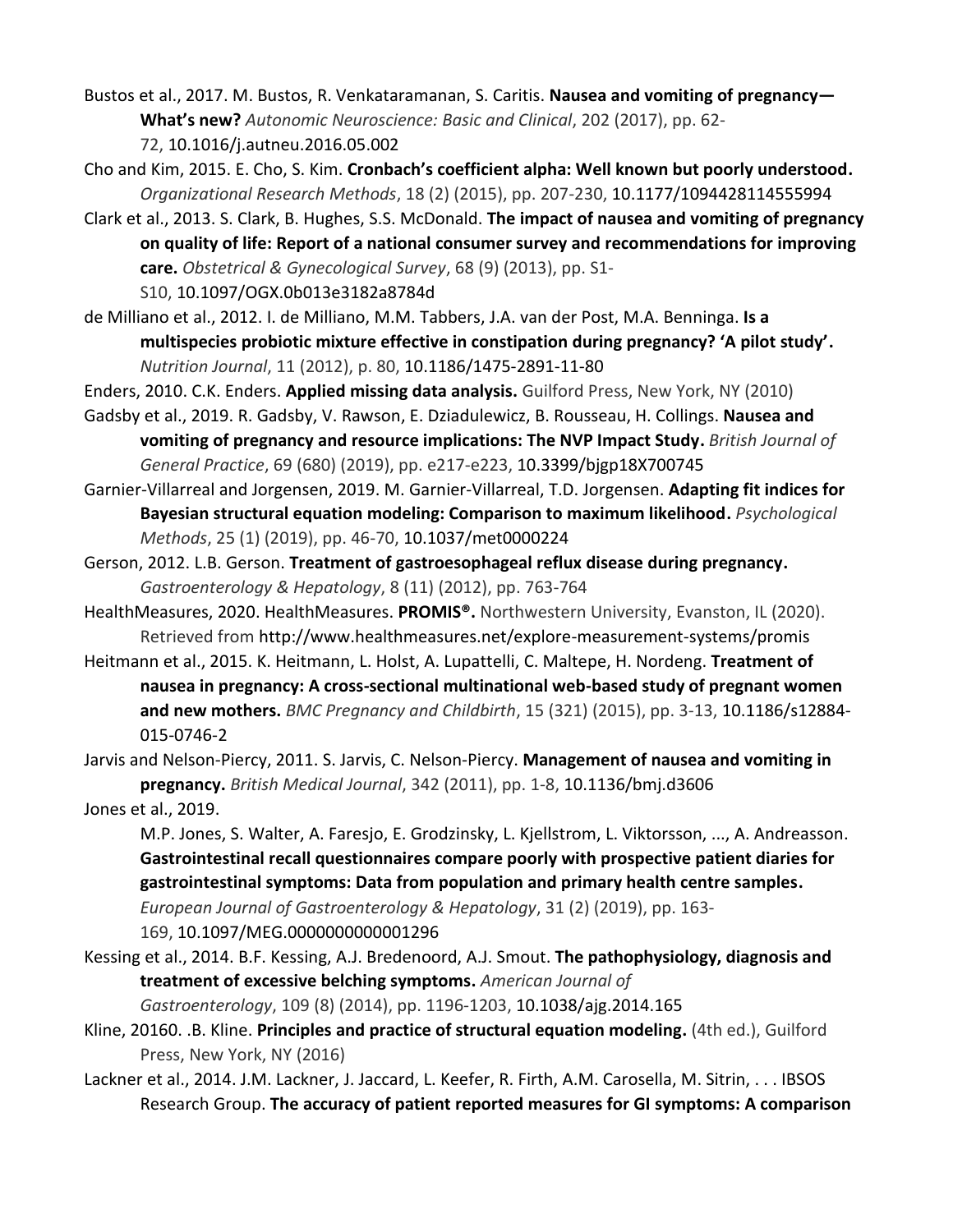Bustos et al., 2017. M. Bustos, R. Venkataramanan, S. Caritis. **Nausea and vomiting of pregnancy—What's new?** *Autonomic Neuroscience: Basic and Clinical*, 202 (2017), pp. 62-72, 10.1016/j.autneu.2016.05.002

Cho and Kim, 2015. E. Cho, S. Kim. **Cronbach's coefficient alpha: Well known but poorly understood.** *Organizational Research Methods*, 18 (2) (2015), pp. 207-230, 10.1177/1094428114555994

Clark et al., 2013. S. Clark, B. Hughes, S.S. McDonald. **The impact of nausea and vomiting of pregnancy on quality of life: Report of a national consumer survey and recommendations for improving care.** *Obstetrical & Gynecological Survey*, 68 (9) (2013), pp. S1-S10, 10.1097/OGX.0b013e3182a8784d

de Milliano et al., 2012. I. de Milliano, M.M. Tabbers, J.A. van der Post, M.A. Benninga. **Is a multispecies probiotic mixture effective in constipation during pregnancy? 'A pilot study'.** *Nutrition Journal*, 11 (2012), p. 80, 10.1186/1475-2891-11-80

Enders, 2010. C.K. Enders. **Applied missing data analysis.** Guilford Press, New York, NY (2010)

Gadsby et al., 2019. R. Gadsby, V. Rawson, E. Dziadulewicz, B. Rousseau, H. Collings. **Nausea and vomiting of pregnancy and resource implications: The NVP Impact Study.** *British Journal of General Practice*, 69 (680) (2019), pp. e217-e223, 10.3399/bjgp18X700745

Garnier-Villarreal and Jorgensen, 2019. M. Garnier-Villarreal, T.D. Jorgensen. **Adapting fit indices for Bayesian structural equation modeling: Comparison to maximum likelihood.** *Psychological Methods*, 25 (1) (2019), pp. 46-70, 10.1037/met0000224

Gerson, 2012. L.B. Gerson. **Treatment of gastroesophageal reflux disease during pregnancy.** *Gastroenterology & Hepatology*, 8 (11) (2012), pp. 763-764

HealthMeasures, 2020. HealthMeasures. **PROMIS®.** Northwestern University, Evanston, IL (2020). Retrieved from http://www.healthmeasures.net/explore-measurement-systems/promis

Heitmann et al., 2015. K. Heitmann, L. Holst, A. Lupattelli, C. Maltepe, H. Nordeng. **Treatment of nausea in pregnancy: A cross-sectional multinational web-based study of pregnant women and new mothers.** *BMC Pregnancy and Childbirth*, 15 (321) (2015), pp. 3-13, 10.1186/s12884-015-0746-2

Jarvis and Nelson-Piercy, 2011. S. Jarvis, C. Nelson-Piercy. **Management of nausea and vomiting in pregnancy.** *British Medical Journal*, 342 (2011), pp. 1-8, 10.1136/bmj.d3606

Jones et al., 2019.
M.P. Jones, S. Walter, A. Faresjo, E. Grodzinsky, L. Kjellstrom, L. Viktorsson, ..., A. Andreasson. **Gastrointestinal recall questionnaires compare poorly with prospective patient diaries for gastrointestinal symptoms: Data from population and primary health centre samples.** *European Journal of Gastroenterology & Hepatology*, 31 (2) (2019), pp. 163-169, 10.1097/MEG.0000000000001296

Kessing et al., 2014. B.F. Kessing, A.J. Bredenoord, A.J. Smout. **The pathophysiology, diagnosis and treatment of excessive belching symptoms.** *American Journal of Gastroenterology*, 109 (8) (2014), pp. 1196-1203, 10.1038/ajg.2014.165

Kline, 20160. .B. Kline. **Principles and practice of structural equation modeling.** (4th ed.), Guilford Press, New York, NY (2016)

Lackner et al., 2014. J.M. Lackner, J. Jaccard, L. Keefer, R. Firth, A.M. Carosella, M. Sitrin, . . . IBSOS Research Group. **The accuracy of patient reported measures for GI symptoms: A comparison**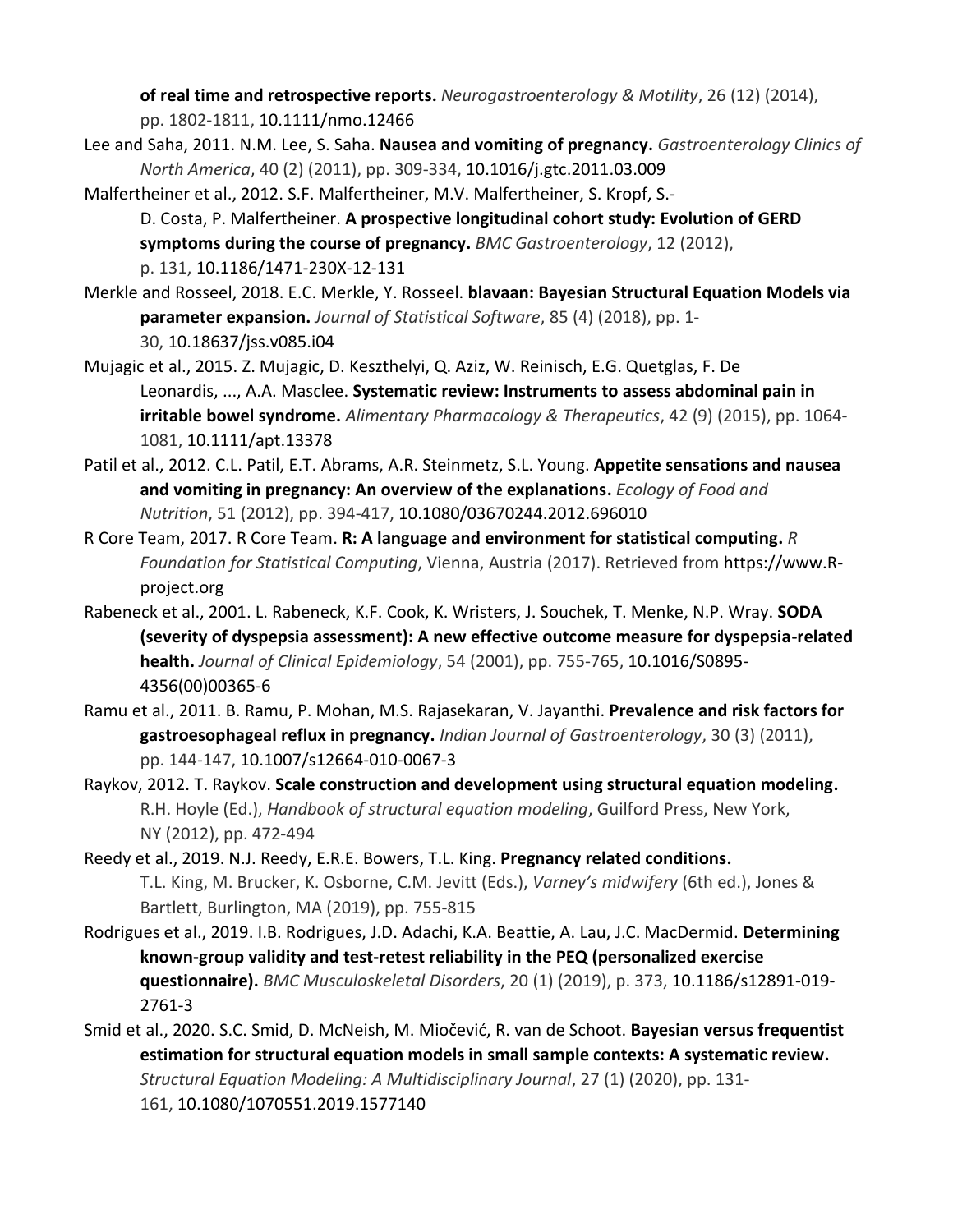**of real time and retrospective reports.** *Neurogastroenterology & Motility*, 26 (12) (2014), pp. 1802-1811, 10.1111/nmo.12466

Lee and Saha, 2011. N.M. Lee, S. Saha. **Nausea and vomiting of pregnancy.** *Gastroenterology Clinics of North America*, 40 (2) (2011), pp. 309-334, 10.1016/j.gtc.2011.03.009

Malfertheiner et al., 2012. S.F. Malfertheiner, M.V. Malfertheiner, S. Kropf, S.-D. Costa, P. Malfertheiner. **A prospective longitudinal cohort study: Evolution of GERD symptoms during the course of pregnancy.** *BMC Gastroenterology*, 12 (2012), p. 131, 10.1186/1471-230X-12-131

Merkle and Rosseel, 2018. E.C. Merkle, Y. Rosseel. **blavaan: Bayesian Structural Equation Models via parameter expansion.** *Journal of Statistical Software*, 85 (4) (2018), pp. 1-30, 10.18637/jss.v085.i04

Mujagic et al., 2015. Z. Mujagic, D. Keszthelyi, Q. Aziz, W. Reinisch, E.G. Quetglas, F. De Leonardis, ..., A.A. Masclee. **Systematic review: Instruments to assess abdominal pain in irritable bowel syndrome.** *Alimentary Pharmacology & Therapeutics*, 42 (9) (2015), pp. 1064-1081, 10.1111/apt.13378

Patil et al., 2012. C.L. Patil, E.T. Abrams, A.R. Steinmetz, S.L. Young. **Appetite sensations and nausea and vomiting in pregnancy: An overview of the explanations.** *Ecology of Food and Nutrition*, 51 (2012), pp. 394-417, 10.1080/03670244.2012.696010

R Core Team, 2017. R Core Team. **R: A language and environment for statistical computing.** *R Foundation for Statistical Computing*, Vienna, Austria (2017). Retrieved from https://www.R-project.org

Rabeneck et al., 2001. L. Rabeneck, K.F. Cook, K. Wristers, J. Souchek, T. Menke, N.P. Wray. **SODA (severity of dyspepsia assessment): A new effective outcome measure for dyspepsia-related health.** *Journal of Clinical Epidemiology*, 54 (2001), pp. 755-765, 10.1016/S0895-4356(00)00365-6

Ramu et al., 2011. B. Ramu, P. Mohan, M.S. Rajasekaran, V. Jayanthi. **Prevalence and risk factors for gastroesophageal reflux in pregnancy.** *Indian Journal of Gastroenterology*, 30 (3) (2011), pp. 144-147, 10.1007/s12664-010-0067-3

Raykov, 2012. T. Raykov. **Scale construction and development using structural equation modeling.** R.H. Hoyle (Ed.), *Handbook of structural equation modeling*, Guilford Press, New York, NY (2012), pp. 472-494

Reedy et al., 2019. N.J. Reedy, E.R.E. Bowers, T.L. King. **Pregnancy related conditions.** T.L. King, M. Brucker, K. Osborne, C.M. Jevitt (Eds.), *Varney's midwifery* (6th ed.), Jones & Bartlett, Burlington, MA (2019), pp. 755-815

Rodrigues et al., 2019. I.B. Rodrigues, J.D. Adachi, K.A. Beattie, A. Lau, J.C. MacDermid. **Determining known-group validity and test-retest reliability in the PEQ (personalized exercise questionnaire).** *BMC Musculoskeletal Disorders*, 20 (1) (2019), p. 373, 10.1186/s12891-019-2761-3

Smid et al., 2020. S.C. Smid, D. McNeish, M. Miočević, R. van de Schoot. **Bayesian versus frequentist estimation for structural equation models in small sample contexts: A systematic review.** *Structural Equation Modeling: A Multidisciplinary Journal*, 27 (1) (2020), pp. 131-161, 10.1080/1070551.2019.1577140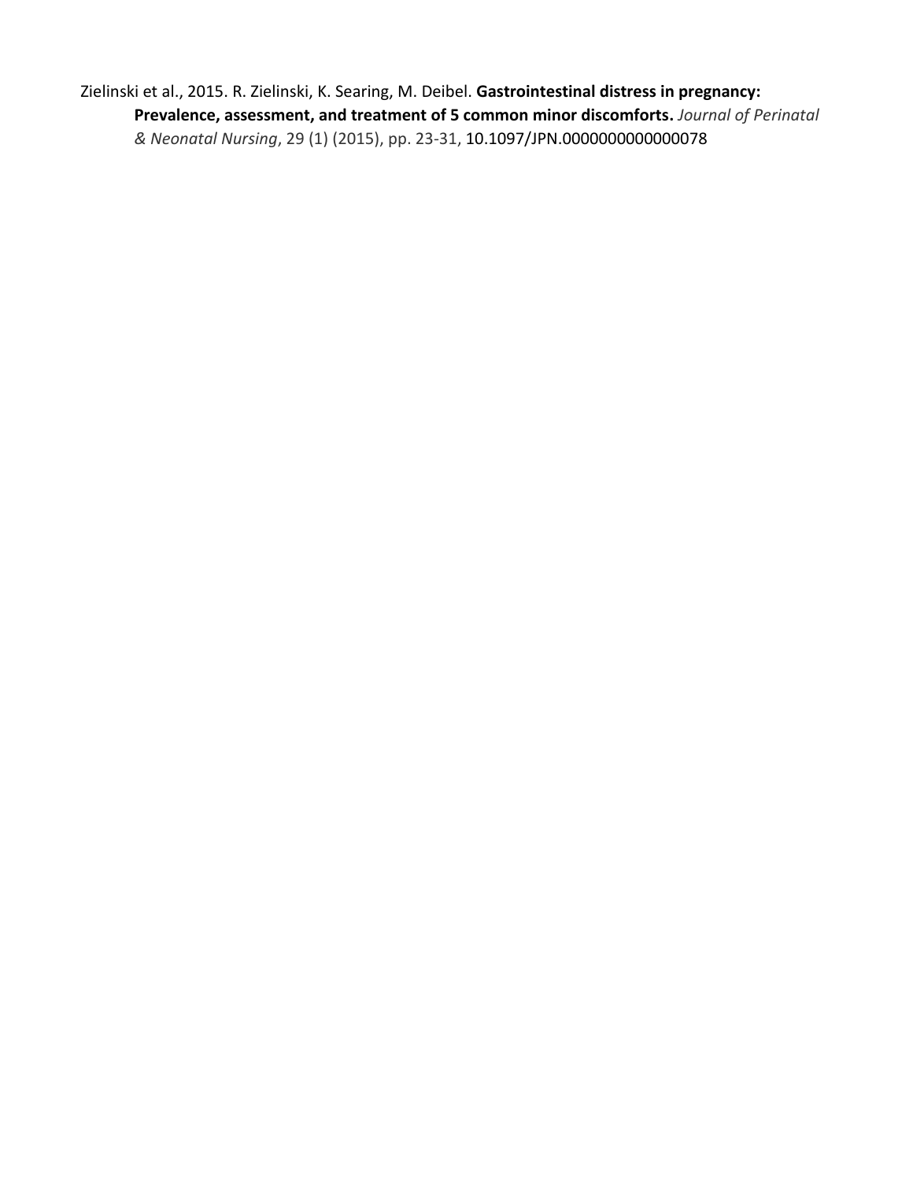Zielinski et al., 2015. R. Zielinski, K. Searing, M. Deibel. **Gastrointestinal distress in pregnancy: Prevalence, assessment, and treatment of 5 common minor discomforts.** *Journal of Perinatal & Neonatal Nursing*, 29 (1) (2015), pp. 23-31, 10.1097/JPN.0000000000000078